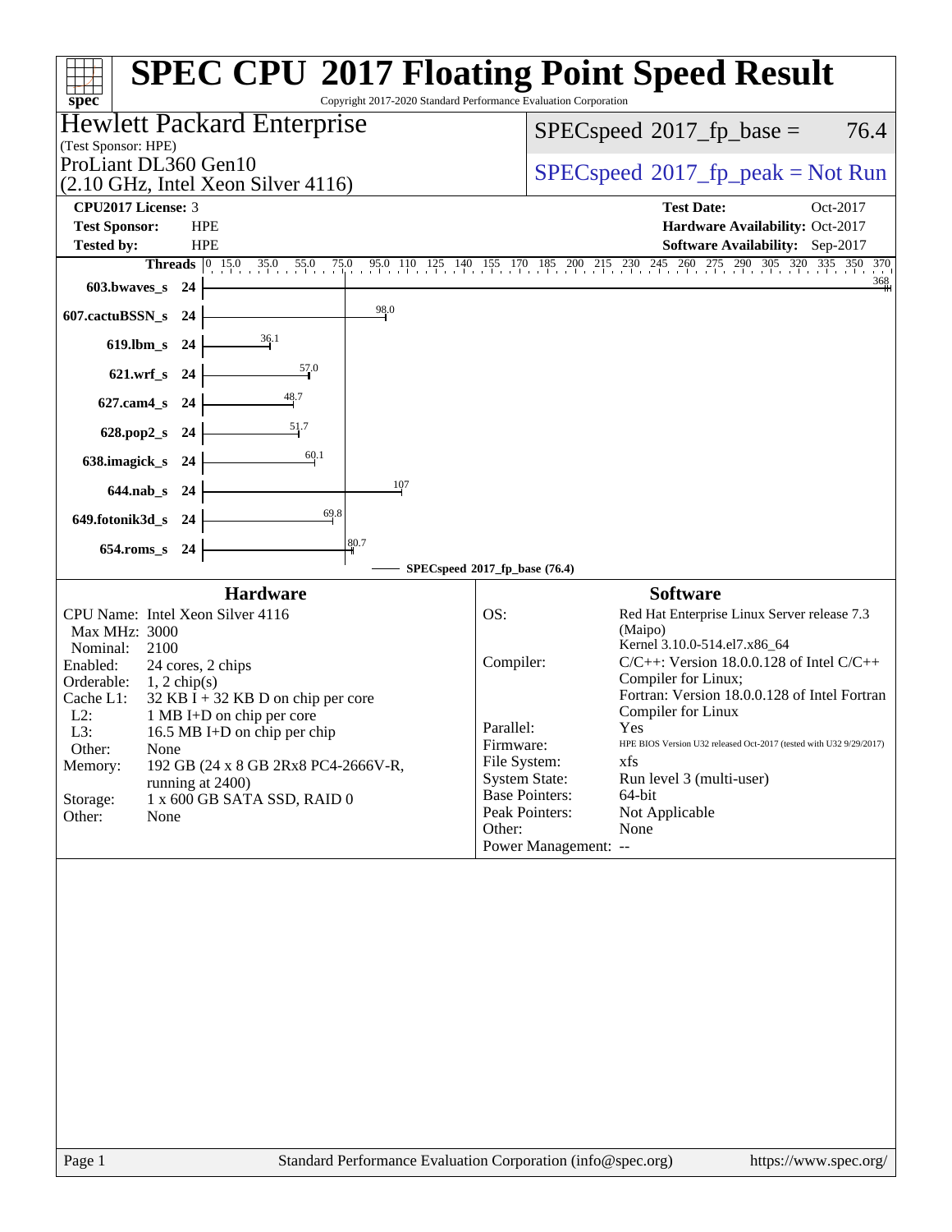# SPEC CPU 2017 Floating Point Speed Result

Copyright 2017-2020 Standard Performance Evaluation Corporation

## Hewlett Packard Enterprise

(Test Sponsor: HPE)

ProLiant DL360 Gen10
(2.10 GHz, Intel Xeon Silver 4116)

SPECspeed 2017_fp_base = 76.4

SPECspeed 2017_fp_peak = Not Run

| | | | |
|---|---|---|---|
| **CPU2017 License:** | 3 | **Test Date:** | Oct-2017 |
| **Test Sponsor:** | HPE | **Hardware Availability:** | Oct-2017 |
| **Tested by:** | HPE | **Software Availability:** | Sep-2017 |

| Benchmark | Threads | Base Ratio |
|---|---|---|
| 603.bwaves_s | 24 | 368 |
| 607.cactuBSSN_s | 24 | 98.0 |
| 619.lbm_s | 24 | 36.1 |
| 621.wrf_s | 24 | 57.0 |
| 627.cam4_s | 24 | 48.7 |
| 628.pop2_s | 24 | 51.7 |
| 638.imagick_s | 24 | 60.1 |
| 644.nab_s | 24 | 107 |
| 649.fotonik3d_s | 24 | 69.8 |
| 654.roms_s | 24 | 80.7 |

SPECspeed 2017_fp_base (76.4)

### Hardware

| | |
|---|---|
| CPU Name: | Intel Xeon Silver 4116 |
| Max MHz: | 3000 |
| Nominal: | 2100 |
| Enabled: | 24 cores, 2 chips |
| Orderable: | 1, 2 chip(s) |
| Cache L1: | 32 KB I + 32 KB D on chip per core |
| L2: | 1 MB I+D on chip per core |
| L3: | 16.5 MB I+D on chip per chip |
| Other: | None |
| Memory: | 192 GB (24 x 8 GB 2Rx8 PC4-2666V-R, running at 2400) |
| Storage: | 1 x 600 GB SATA SSD, RAID 0 |
| Other: | None |

### Software

| | |
|---|---|
| OS: | Red Hat Enterprise Linux Server release 7.3 (Maipo) Kernel 3.10.0-514.el7.x86_64 |
| Compiler: | C/C++: Version 18.0.0.128 of Intel C/C++ Compiler for Linux; Fortran: Version 18.0.0.128 of Intel Fortran Compiler for Linux |
| Parallel: | Yes |
| Firmware: | HPE BIOS Version U32 released Oct-2017 (tested with U32 9/29/2017) |
| File System: | xfs |
| System State: | Run level 3 (multi-user) |
| Base Pointers: | 64-bit |
| Peak Pointers: | Not Applicable |
| Other: | None |
| Power Management: | -- |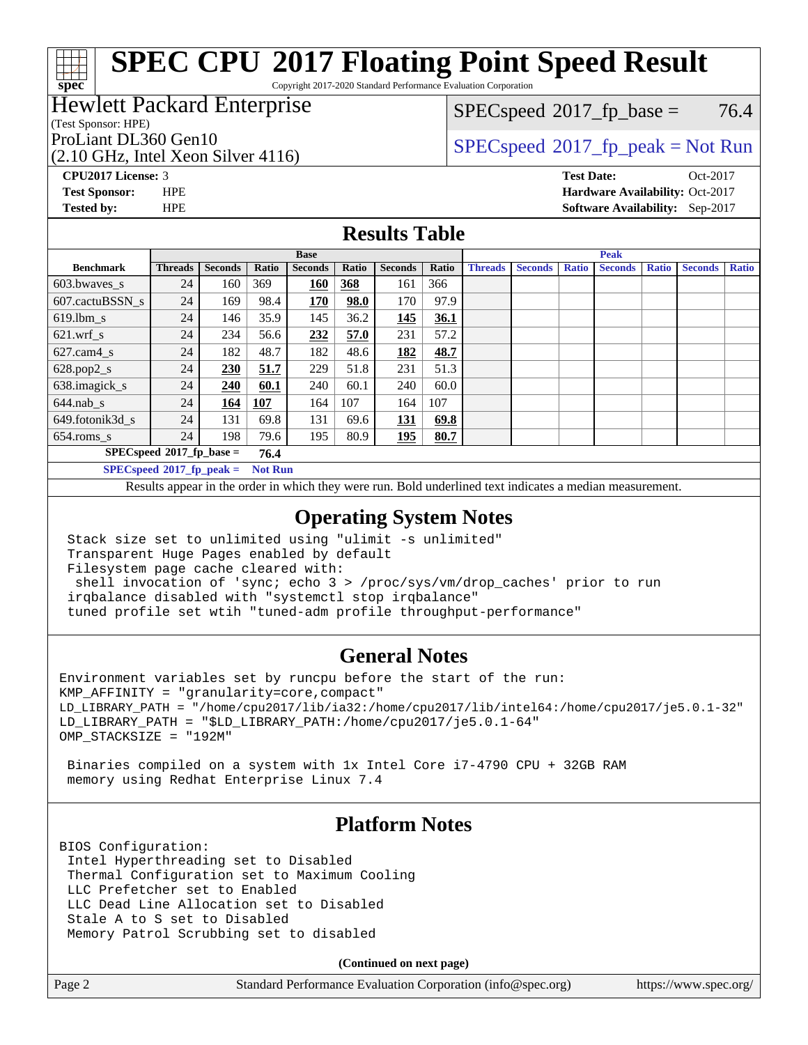# SPEC CPU 2017 Floating Point Speed Result

Copyright 2017-2020 Standard Performance Evaluation Corporation

**Hewlett Packard Enterprise**
(Test Sponsor: HPE)
ProLiant DL360 Gen10
(2.10 GHz, Intel Xeon Silver 4116)

SPECspeed 2017_fp_base = 76.4

SPECspeed 2017_fp_peak = Not Run

**CPU2017 License:** 3
**Test Sponsor:** HPE
**Tested by:** HPE

**Test Date:** Oct-2017
**Hardware Availability:** Oct-2017
**Software Availability:** Sep-2017

## Results Table

| Benchmark | Base | | | | | | | Peak | | | | | | |
|---|---|---|---|---|---|---|---|---|---|---|---|---|---|---|
| | Threads | Seconds | Ratio | Seconds | Ratio | Seconds | Ratio | Threads | Seconds | Ratio | Seconds | Ratio | Seconds | Ratio |
| 603.bwaves_s | 24 | 160 | 369 | **160** | **368** | 161 | 366 | | | | | | | |
| 607.cactuBSSN_s | 24 | 169 | 98.4 | **170** | **98.0** | 170 | 97.9 | | | | | | | |
| 619.lbm_s | 24 | 146 | 35.9 | 145 | 36.2 | **145** | **36.1** | | | | | | | |
| 621.wrf_s | 24 | 234 | 56.6 | **232** | **57.0** | 231 | 57.2 | | | | | | | |
| 627.cam4_s | 24 | 182 | 48.7 | 182 | 48.6 | **182** | **48.7** | | | | | | | |
| 628.pop2_s | 24 | **230** | **51.7** | 229 | 51.8 | 231 | 51.3 | | | | | | | |
| 638.imagick_s | 24 | **240** | **60.1** | 240 | 60.1 | 240 | 60.0 | | | | | | | |
| 644.nab_s | 24 | **164** | **107** | 164 | 107 | 164 | 107 | | | | | | | |
| 649.fotonik3d_s | 24 | 131 | 69.8 | 131 | 69.6 | **131** | **69.8** | | | | | | | |
| 654.roms_s | 24 | 198 | 79.6 | 195 | 80.9 | **195** | **80.7** | | | | | | | |

**SPECspeed 2017_fp_base = 76.4**

**SPECspeed 2017_fp_peak = Not Run**

Results appear in the order in which they were run. Bold underlined text indicates a median measurement.

## Operating System Notes

```
Stack size set to unlimited using "ulimit -s unlimited"
Transparent Huge Pages enabled by default
Filesystem page cache cleared with:
 shell invocation of 'sync; echo 3 > /proc/sys/vm/drop_caches' prior to run
irqbalance disabled with "systemctl stop irqbalance"
tuned profile set wtih "tuned-adm profile throughput-performance"
```

## General Notes

```
Environment variables set by runcpu before the start of the run:
KMP_AFFINITY = "granularity=core,compact"
LD_LIBRARY_PATH = "/home/cpu2017/lib/ia32:/home/cpu2017/lib/intel64:/home/cpu2017/je5.0.1-32"
LD_LIBRARY_PATH = "$LD_LIBRARY_PATH:/home/cpu2017/je5.0.1-64"
OMP_STACKSIZE = "192M"

 Binaries compiled on a system with 1x Intel Core i7-4790 CPU + 32GB RAM
 memory using Redhat Enterprise Linux 7.4
```

## Platform Notes

```
BIOS Configuration:
 Intel Hyperthreading set to Disabled
 Thermal Configuration set to Maximum Cooling
 LLC Prefetcher set to Enabled
 LLC Dead Line Allocation set to Disabled
 Stale A to S set to Disabled
 Memory Patrol Scrubbing set to disabled
```

**(Continued on next page)**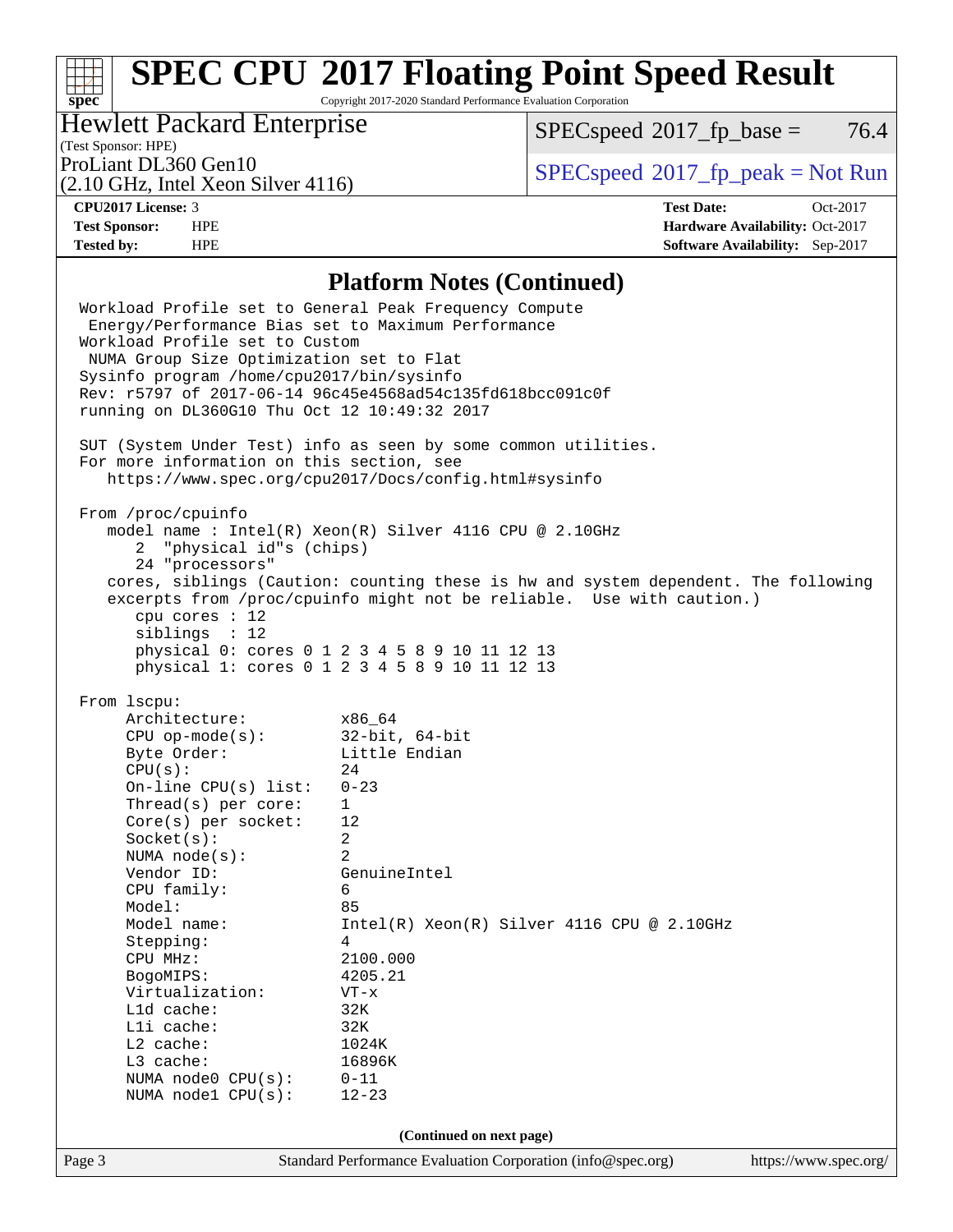## Platform Notes (Continued)

```
Workload Profile set to General Peak Frequency Compute
 Energy/Performance Bias set to Maximum Performance
Workload Profile set to Custom
 NUMA Group Size Optimization set to Flat
Sysinfo program /home/cpu2017/bin/sysinfo
Rev: r5797 of 2017-06-14 96c45e4568ad54c135fd618bcc091c0f
running on DL360G10 Thu Oct 12 10:49:32 2017

SUT (System Under Test) info as seen by some common utilities.
For more information on this section, see
   https://www.spec.org/cpu2017/Docs/config.html#sysinfo

From /proc/cpuinfo
   model name : Intel(R) Xeon(R) Silver 4116 CPU @ 2.10GHz
      2  "physical id"s (chips)
      24 "processors"
   cores, siblings (Caution: counting these is hw and system dependent. The following
   excerpts from /proc/cpuinfo might not be reliable.  Use with caution.)
      cpu cores : 12
      siblings  : 12
      physical 0: cores 0 1 2 3 4 5 8 9 10 11 12 13
      physical 1: cores 0 1 2 3 4 5 8 9 10 11 12 13

From lscpu:
     Architecture:          x86_64
     CPU op-mode(s):        32-bit, 64-bit
     Byte Order:            Little Endian
     CPU(s):                24
     On-line CPU(s) list:   0-23
     Thread(s) per core:    1
     Core(s) per socket:    12
     Socket(s):             2
     NUMA node(s):          2
     Vendor ID:             GenuineIntel
     CPU family:            6
     Model:                 85
     Model name:            Intel(R) Xeon(R) Silver 4116 CPU @ 2.10GHz
     Stepping:              4
     CPU MHz:               2100.000
     BogoMIPS:              4205.21
     Virtualization:        VT-x
     L1d cache:             32K
     L1i cache:             32K
     L2 cache:              1024K
     L3 cache:              16896K
     NUMA node0 CPU(s):     0-11
     NUMA node1 CPU(s):     12-23
```

(Continued on next page)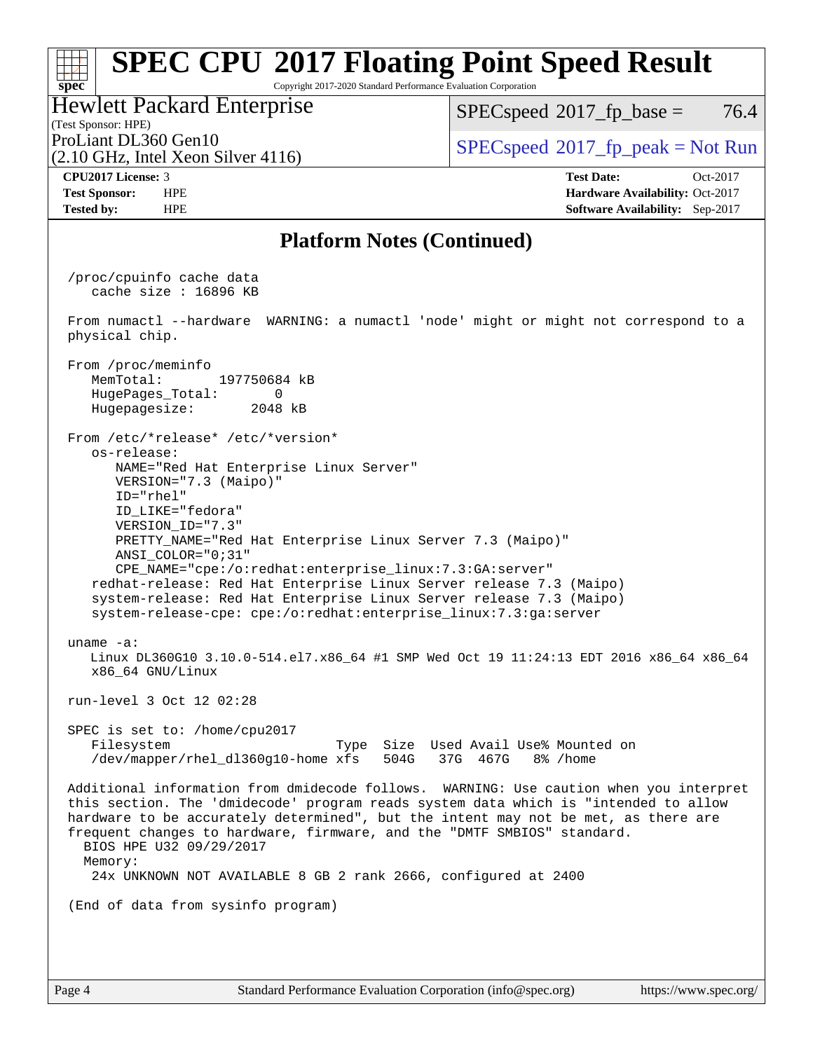# SPEC CPU 2017 Floating Point Speed Result

Copyright 2017-2020 Standard Performance Evaluation Corporation

**Hewlett Packard Enterprise**
(Test Sponsor: HPE)
ProLiant DL360 Gen10
(2.10 GHz, Intel Xeon Silver 4116)

SPECspeed 2017_fp_base = 76.4

SPECspeed 2017_fp_peak = Not Run

**CPU2017 License:** 3
**Test Sponsor:** HPE
**Tested by:** HPE

**Test Date:** Oct-2017
**Hardware Availability:** Oct-2017
**Software Availability:** Sep-2017

## Platform Notes (Continued)

```
/proc/cpuinfo cache data
   cache size : 16896 KB

From numactl --hardware  WARNING: a numactl 'node' might or might not correspond to a
physical chip.

From /proc/meminfo
   MemTotal:       197750684 kB
   HugePages_Total:       0
   Hugepagesize:       2048 kB

From /etc/*release* /etc/*version*
   os-release:
      NAME="Red Hat Enterprise Linux Server"
      VERSION="7.3 (Maipo)"
      ID="rhel"
      ID_LIKE="fedora"
      VERSION_ID="7.3"
      PRETTY_NAME="Red Hat Enterprise Linux Server 7.3 (Maipo)"
      ANSI_COLOR="0;31"
      CPE_NAME="cpe:/o:redhat:enterprise_linux:7.3:GA:server"
   redhat-release: Red Hat Enterprise Linux Server release 7.3 (Maipo)
   system-release: Red Hat Enterprise Linux Server release 7.3 (Maipo)
   system-release-cpe: cpe:/o:redhat:enterprise_linux:7.3:ga:server

uname -a:
   Linux DL360G10 3.10.0-514.el7.x86_64 #1 SMP Wed Oct 19 11:24:13 EDT 2016 x86_64 x86_64
   x86_64 GNU/Linux

run-level 3 Oct 12 02:28

SPEC is set to: /home/cpu2017
   Filesystem                      Type  Size  Used Avail Use% Mounted on
   /dev/mapper/rhel_dl360g10-home xfs   504G   37G  467G   8% /home

Additional information from dmidecode follows.  WARNING: Use caution when you interpret
this section. The 'dmidecode' program reads system data which is "intended to allow
hardware to be accurately determined", but the intent may not be met, as there are
frequent changes to hardware, firmware, and the "DMTF SMBIOS" standard.
  BIOS HPE U32 09/29/2017
  Memory:
   24x UNKNOWN NOT AVAILABLE 8 GB 2 rank 2666, configured at 2400

(End of data from sysinfo program)
```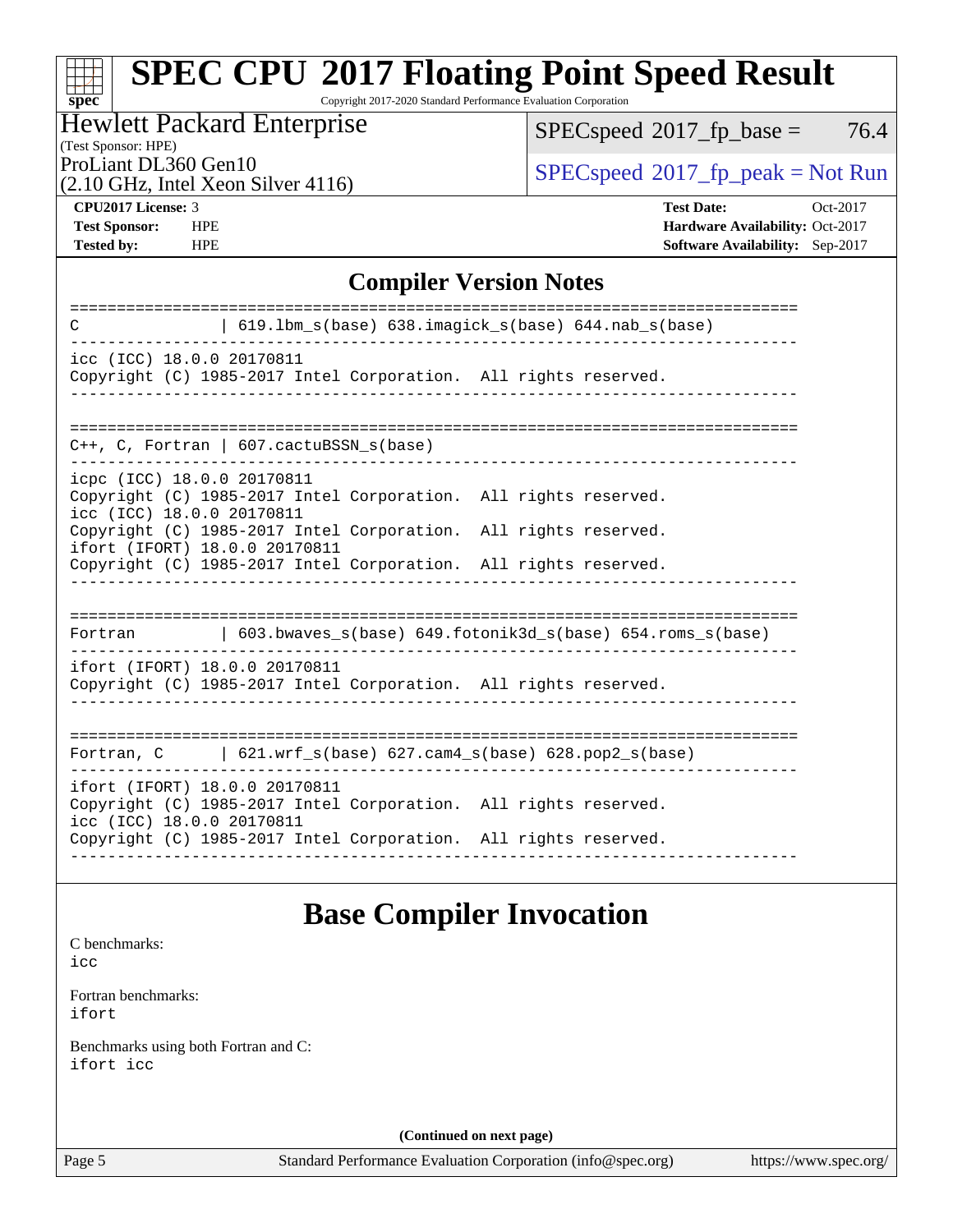# SPEC CPU 2017 Floating Point Speed Result

Copyright 2017-2020 Standard Performance Evaluation Corporation

**Hewlett Packard Enterprise**
(Test Sponsor: HPE)
ProLiant DL360 Gen10
(2.10 GHz, Intel Xeon Silver 4116)

SPECspeed 2017_fp_base = 76.4

SPECspeed 2017_fp_peak = Not Run

| | | | |
|---|---|---|---|
| **CPU2017 License:** | 3 | **Test Date:** | Oct-2017 |
| **Test Sponsor:** | HPE | **Hardware Availability:** | Oct-2017 |
| **Tested by:** | HPE | **Software Availability:** | Sep-2017 |

## Compiler Version Notes

```
==============================================================================
C               | 619.lbm_s(base) 638.imagick_s(base) 644.nab_s(base)
------------------------------------------------------------------------------
icc (ICC) 18.0.0 20170811
Copyright (C) 1985-2017 Intel Corporation.  All rights reserved.
------------------------------------------------------------------------------

==============================================================================
C++, C, Fortran | 607.cactuBSSN_s(base)
------------------------------------------------------------------------------
icpc (ICC) 18.0.0 20170811
Copyright (C) 1985-2017 Intel Corporation.  All rights reserved.
icc (ICC) 18.0.0 20170811
Copyright (C) 1985-2017 Intel Corporation.  All rights reserved.
ifort (IFORT) 18.0.0 20170811
Copyright (C) 1985-2017 Intel Corporation.  All rights reserved.
------------------------------------------------------------------------------

==============================================================================
Fortran         | 603.bwaves_s(base) 649.fotonik3d_s(base) 654.roms_s(base)
------------------------------------------------------------------------------
ifort (IFORT) 18.0.0 20170811
Copyright (C) 1985-2017 Intel Corporation.  All rights reserved.
------------------------------------------------------------------------------

==============================================================================
Fortran, C      | 621.wrf_s(base) 627.cam4_s(base) 628.pop2_s(base)
------------------------------------------------------------------------------
ifort (IFORT) 18.0.0 20170811
Copyright (C) 1985-2017 Intel Corporation.  All rights reserved.
icc (ICC) 18.0.0 20170811
Copyright (C) 1985-2017 Intel Corporation.  All rights reserved.
------------------------------------------------------------------------------
```

## Base Compiler Invocation

C benchmarks:
`icc`

Fortran benchmarks:
`ifort`

Benchmarks using both Fortran and C:
`ifort icc`

**(Continued on next page)**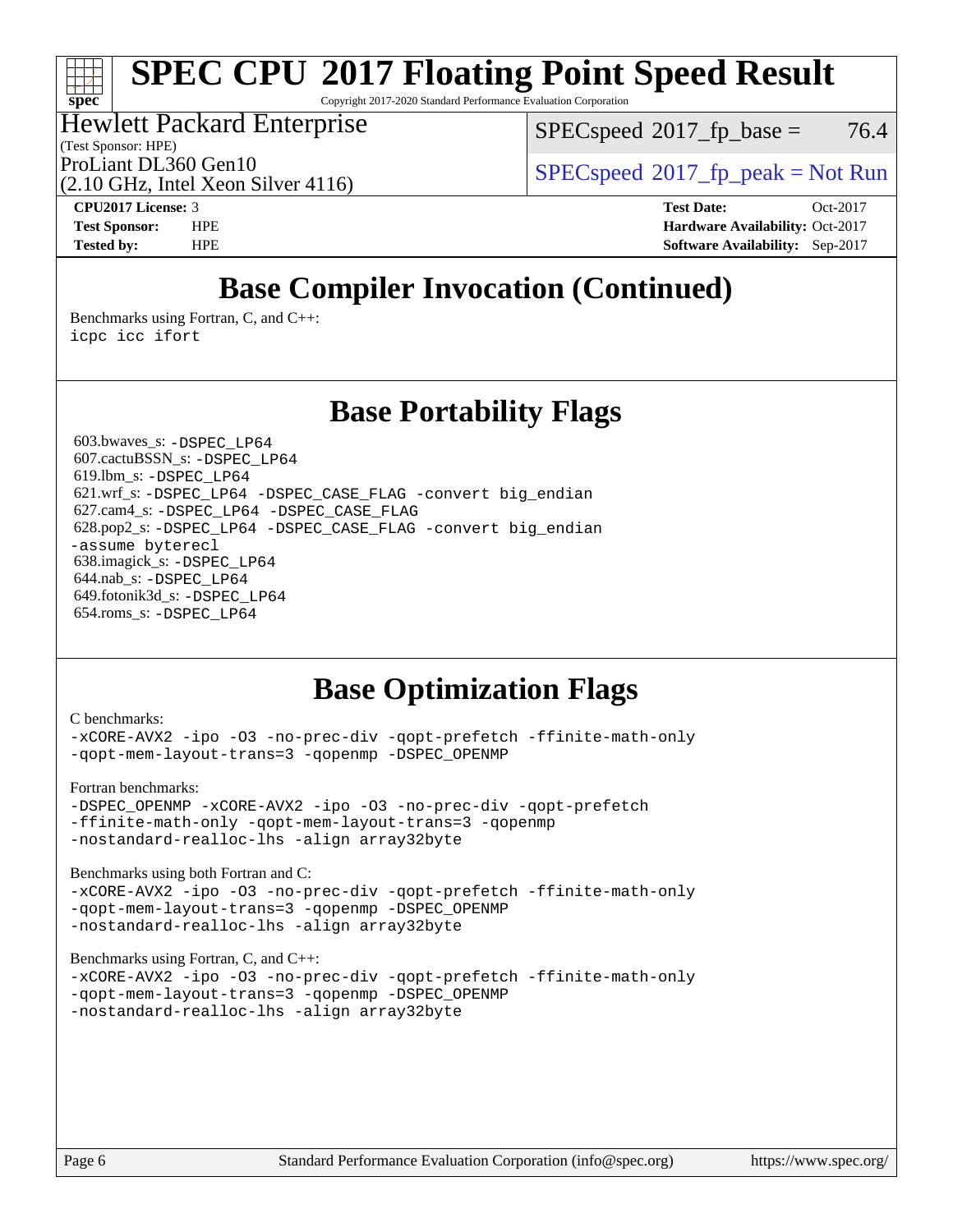# SPEC CPU 2017 Floating Point Speed Result

Copyright 2017-2020 Standard Performance Evaluation Corporation

**Hewlett Packard Enterprise**
(Test Sponsor: HPE)
ProLiant DL360 Gen10
(2.10 GHz, Intel Xeon Silver 4116)

SPECspeed 2017_fp_base = 76.4

SPECspeed 2017_fp_peak = Not Run

**CPU2017 License:** 3
**Test Sponsor:** HPE
**Tested by:** HPE

**Test Date:** Oct-2017
**Hardware Availability:** Oct-2017
**Software Availability:** Sep-2017

## Base Compiler Invocation (Continued)

Benchmarks using Fortran, C, and C++:
```
icpc icc ifort
```

## Base Portability Flags

603.bwaves_s: `-DSPEC_LP64`
607.cactuBSSN_s: `-DSPEC_LP64`
619.lbm_s: `-DSPEC_LP64`
621.wrf_s: `-DSPEC_LP64 -DSPEC_CASE_FLAG -convert big_endian`
627.cam4_s: `-DSPEC_LP64 -DSPEC_CASE_FLAG`
628.pop2_s: `-DSPEC_LP64 -DSPEC_CASE_FLAG -convert big_endian -assume byterecl`
638.imagick_s: `-DSPEC_LP64`
644.nab_s: `-DSPEC_LP64`
649.fotonik3d_s: `-DSPEC_LP64`
654.roms_s: `-DSPEC_LP64`

## Base Optimization Flags

C benchmarks:
```
-xCORE-AVX2 -ipo -O3 -no-prec-div -qopt-prefetch -ffinite-math-only
-qopt-mem-layout-trans=3 -qopenmp -DSPEC_OPENMP
```

Fortran benchmarks:
```
-DSPEC_OPENMP -xCORE-AVX2 -ipo -O3 -no-prec-div -qopt-prefetch
-ffinite-math-only -qopt-mem-layout-trans=3 -qopenmp
-nostandard-realloc-lhs -align array32byte
```

Benchmarks using both Fortran and C:
```
-xCORE-AVX2 -ipo -O3 -no-prec-div -qopt-prefetch -ffinite-math-only
-qopt-mem-layout-trans=3 -qopenmp -DSPEC_OPENMP
-nostandard-realloc-lhs -align array32byte
```

Benchmarks using Fortran, C, and C++:
```
-xCORE-AVX2 -ipo -O3 -no-prec-div -qopt-prefetch -ffinite-math-only
-qopt-mem-layout-trans=3 -qopenmp -DSPEC_OPENMP
-nostandard-realloc-lhs -align array32byte
```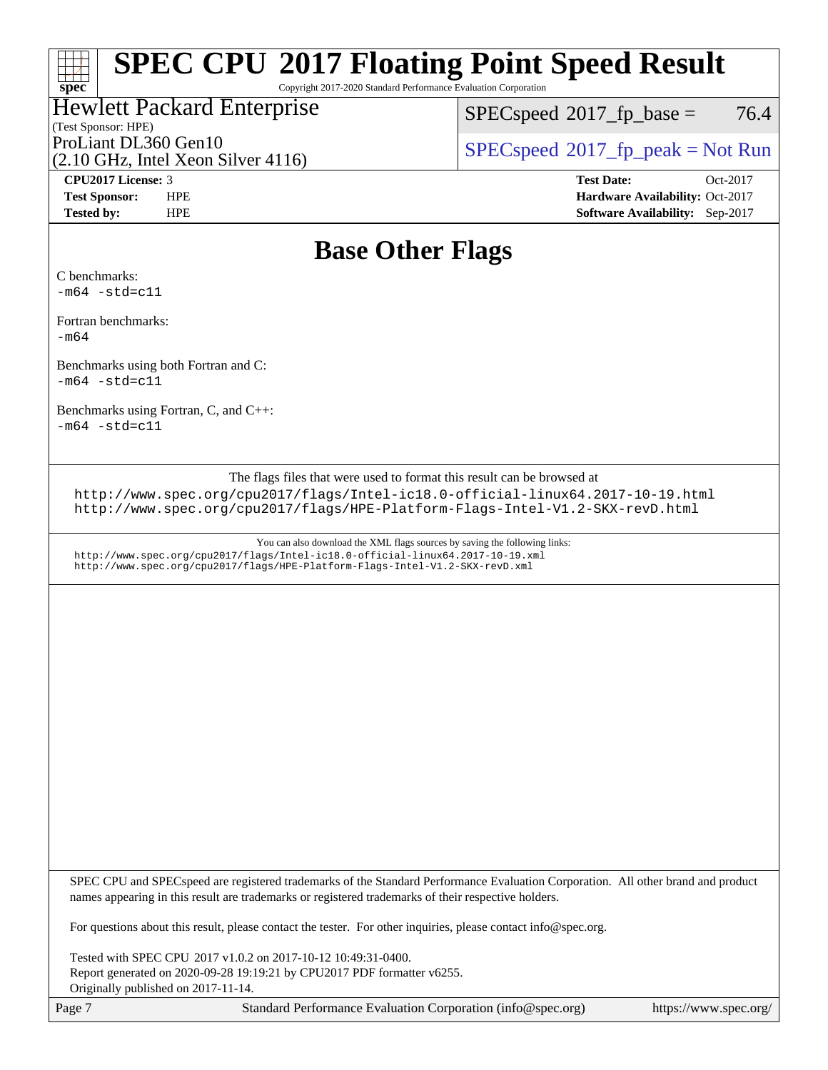# SPEC CPU 2017 Floating Point Speed Result

Copyright 2017-2020 Standard Performance Evaluation Corporation

Hewlett Packard Enterprise
(Test Sponsor: HPE)
ProLiant DL360 Gen10
(2.10 GHz, Intel Xeon Silver 4116)

SPECspeed 2017_fp_base = 76.4

SPECspeed 2017_fp_peak = Not Run

**CPU2017 License:** 3
**Test Sponsor:** HPE
**Tested by:** HPE

**Test Date:** Oct-2017
**Hardware Availability:** Oct-2017
**Software Availability:** Sep-2017

## Base Other Flags

C benchmarks:
-m64 -std=c11

Fortran benchmarks:
-m64

Benchmarks using both Fortran and C:
-m64 -std=c11

Benchmarks using Fortran, C, and C++:
-m64 -std=c11

The flags files that were used to format this result can be browsed at
http://www.spec.org/cpu2017/flags/Intel-ic18.0-official-linux64.2017-10-19.html
http://www.spec.org/cpu2017/flags/HPE-Platform-Flags-Intel-V1.2-SKX-revD.html

You can also download the XML flags sources by saving the following links:
http://www.spec.org/cpu2017/flags/Intel-ic18.0-official-linux64.2017-10-19.xml
http://www.spec.org/cpu2017/flags/HPE-Platform-Flags-Intel-V1.2-SKX-revD.xml

SPEC CPU and SPECspeed are registered trademarks of the Standard Performance Evaluation Corporation. All other brand and product names appearing in this result are trademarks or registered trademarks of their respective holders.

For questions about this result, please contact the tester. For other inquiries, please contact info@spec.org.

Tested with SPEC CPU 2017 v1.0.2 on 2017-10-12 10:49:31-0400.
Report generated on 2020-09-28 19:19:21 by CPU2017 PDF formatter v6255.
Originally published on 2017-11-14.